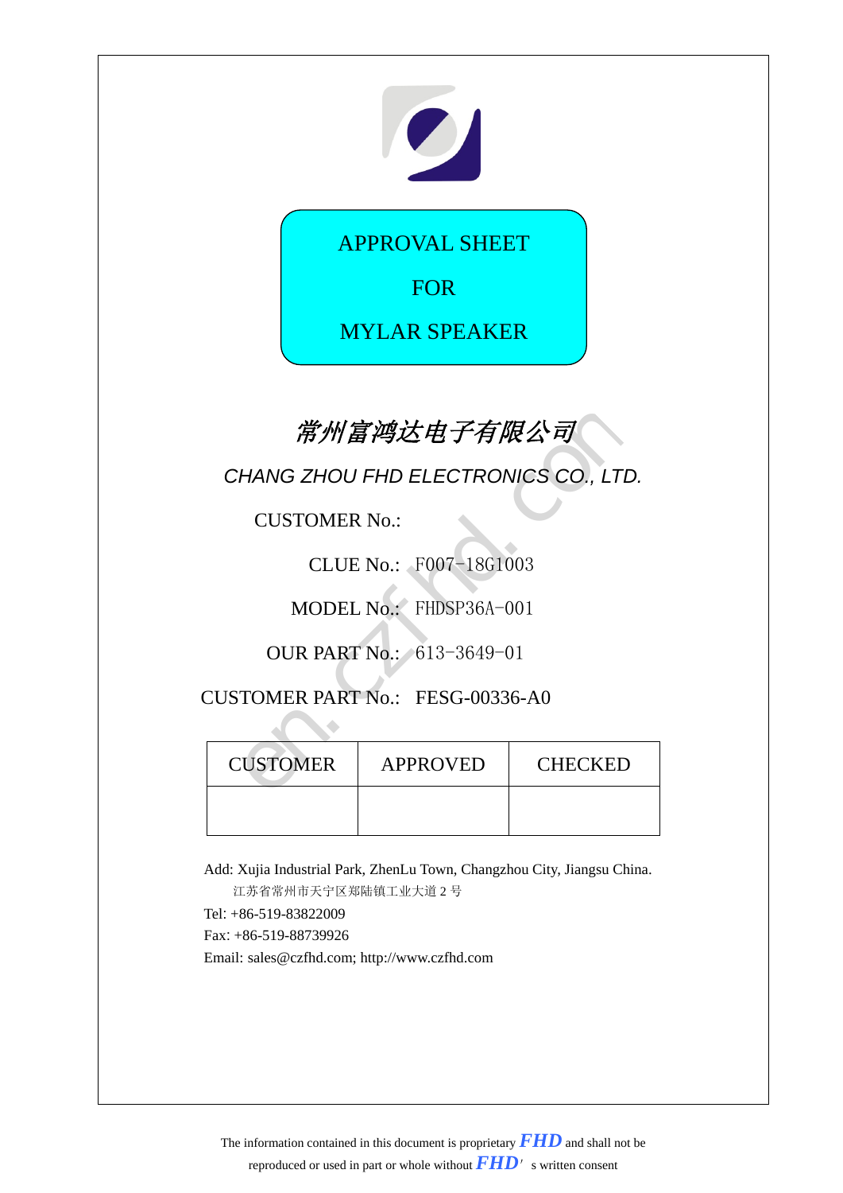# APPROVAL SHEET

# FOR

# MYLAR SPEAKER

*常州富鸿达电子有限公司*

*CHANG ZHOU FHD ELECTRONICS CO., LTD.*

CUSTOMER No.:

CLUE No.: F007-18G1003

MODEL No.: FHDSP36A-001

OUR PART No.: 613-3649-01

CUSTOMER PART No.: FESG-00336-A0

| CUSTOMER | APPROVED | CHECKED |
|---|---|---|
| | | |

Add: Xujia Industrial Park, ZhenLu Town, Changzhou City, Jiangsu China.

江苏省常州市天宁区郑陆镇工业大道 2 号

Tel: +86-519-83822009

Fax: +86-519-88739926

Email: sales@czfhd.com; http://www.czfhd.com

The information contained in this document is proprietary **FHD** and shall not be reproduced or used in part or whole without **FHD**'s written consent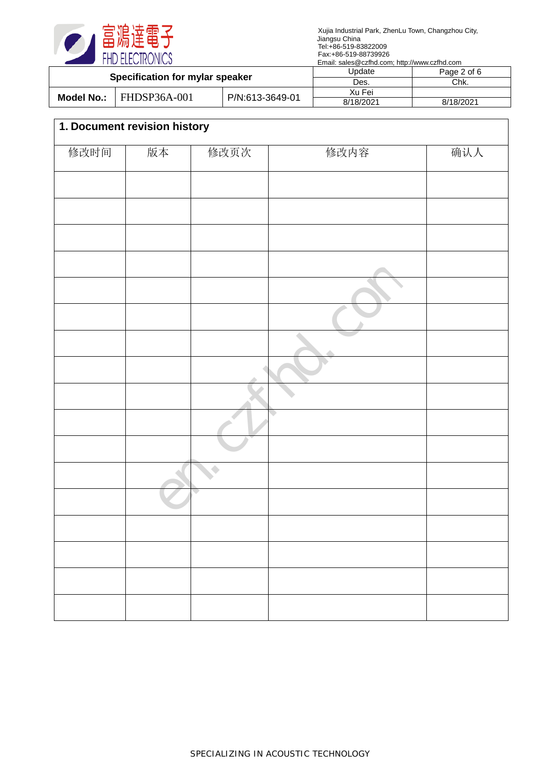## 1. Document revision history

| 修改时间 | 版本 | 修改页次 | 修改内容 | 确认人 |
|---|---|---|---|---|
| | | | | |
| | | | | |
| | | | | |
| | | | | |
| | | | | |
| | | | | |
| | | | | |
| | | | | |
| | | | | |
| | | | | |
| | | | | |
| | | | | |
| | | | | |
| | | | | |
| | | | | |
| | | | | |
| | | | | |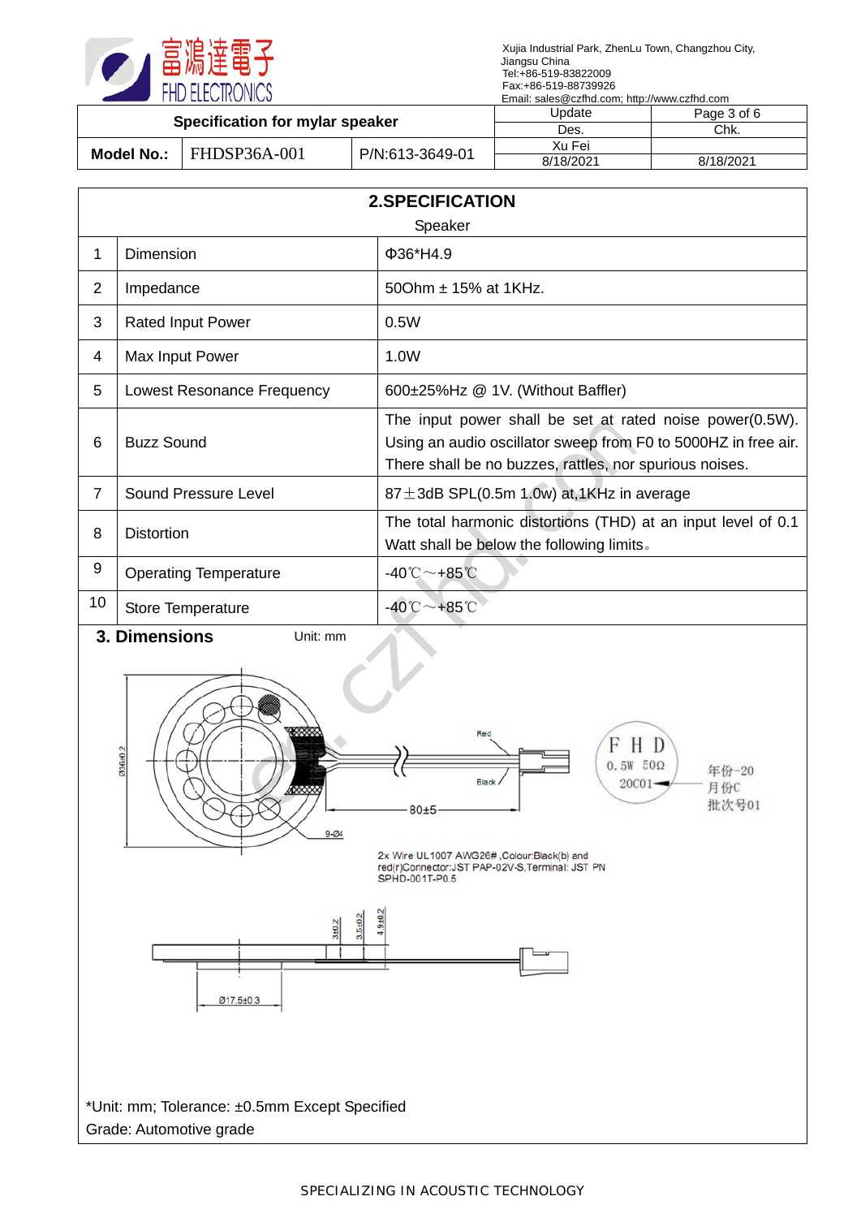Xujia Industrial Park, ZhenLu Town, Changzhou City, Jiangsu China
Tel:+86-519-83822009
Fax:+86-519-88739926
Email: sales@czfhd.com; http://www.czfhd.com

| Specification for mylar speaker | | | Update | Page 3 of 6 |
|---|---|---|---|---|
| | | | Des. | Chk. |
| Model No.: | FHDSP36A-001 | P/N:613-3649-01 | Xu Fei | |
| | | | 8/18/2021 | 8/18/2021 |

## 2.SPECIFICATION

Speaker

| | | |
|---|---|---|
| 1 | Dimension | Φ36*H4.9 |
| 2 | Impedance | 50Ohm ± 15% at 1KHz. |
| 3 | Rated Input Power | 0.5W |
| 4 | Max Input Power | 1.0W |
| 5 | Lowest Resonance Frequency | 600±25%Hz @ 1V. (Without Baffler) |
| 6 | Buzz Sound | The input power shall be set at rated noise power(0.5W). Using an audio oscillator sweep from F0 to 5000HZ in free air. There shall be no buzzes, rattles, nor spurious noises. |
| 7 | Sound Pressure Level | 87±3dB SPL(0.5m 1.0w) at,1KHz in average |
| 8 | Distortion | The total harmonic distortions (THD) at an input level of 0.1 Watt shall be below the following limits。 |
| 9 | Operating Temperature | -40℃～+85℃ |
| 10 | Store Temperature | -40℃～+85℃ |

## 3. Dimensions

Unit: mm

Ø36±0.2
9-Ø4
Red
Black
80±5
F H D
0.5W 50Ω
20C01
年份-20
月份C
批次号01

2x Wire UL1007 AWG26# ,Colour:Black(b) and red(r)Connector:JST PAP-02V-S,Terminal: JST PN SPHD-001T-P0.5

3±0.2
3.5±0.2
4.9±0.2
Ø17.5±0.3

*Unit: mm; Tolerance: ±0.5mm Except Specified
Grade: Automotive grade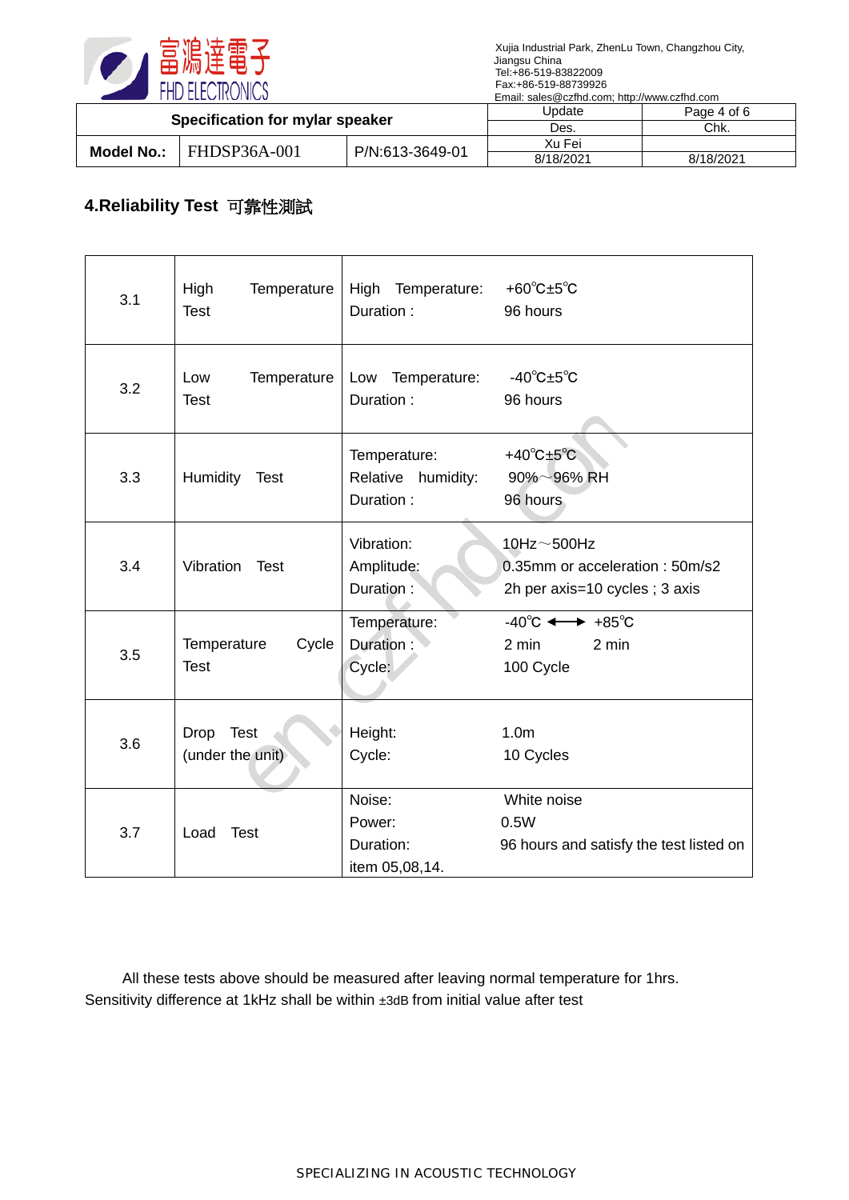## 4.Reliability Test 可靠性測試

| | | | |
|---|---|---|---|
| 3.1 | High Temperature Test | High Temperature:<br>Duration : | +60℃±5℃<br>96 hours |
| 3.2 | Low Temperature Test | Low Temperature:<br>Duration : | -40℃±5℃<br>96 hours |
| 3.3 | Humidity Test | Temperature:<br>Relative humidity:<br>Duration : | +40℃±5℃<br>90%～96% RH<br>96 hours |
| 3.4 | Vibration Test | Vibration:<br>Amplitude:<br>Duration : | 10Hz～500Hz<br>0.35mm or acceleration : 50m/s2<br>2h per axis=10 cycles ; 3 axis |
| 3.5 | Temperature Cycle Test | Temperature:<br>Duration :<br>Cycle: | -40℃ ⟷ +85℃<br>2 min 2 min<br>100 Cycle |
| 3.6 | Drop Test<br>(under the unit) | Height:<br>Cycle: | 1.0m<br>10 Cycles |
| 3.7 | Load Test | Noise:<br>Power:<br>Duration:<br>item 05,08,14. | White noise<br>0.5W<br>96 hours and satisfy the test listed on |

All these tests above should be measured after leaving normal temperature for 1hrs.
Sensitivity difference at 1kHz shall be within ±3dB from initial value after test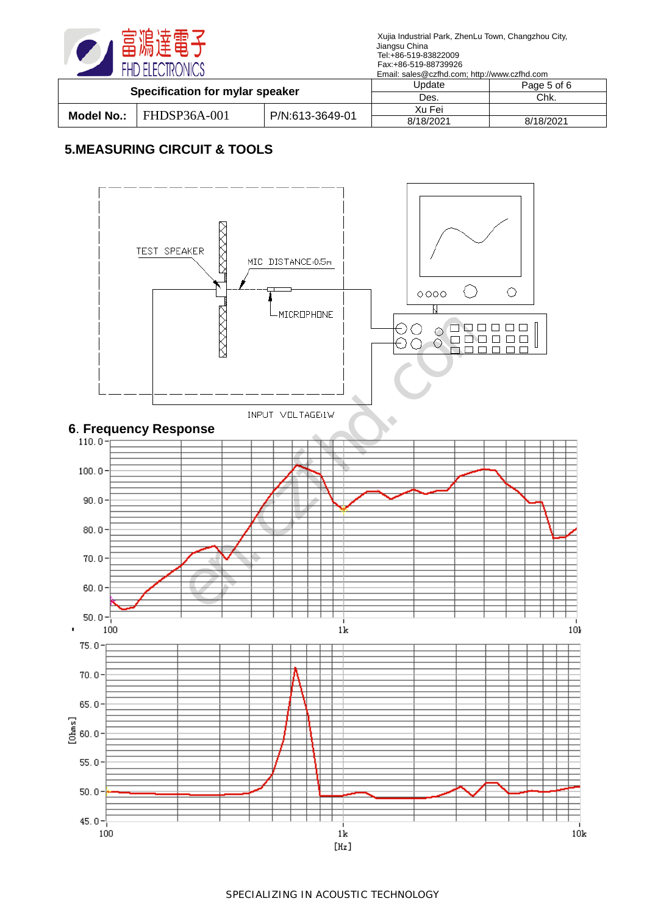| Specification for mylar speaker | | | Update | Page 5 of 6 |
|---|---|---|---|---|
| | | | Des. | Chk. |
| **Model No.:** | FHDSP36A-001 | P/N:613-3649-01 | Xu Fei | |
| | | | 8/18/2021 | 8/18/2021 |

## 5.MEASURING CIRCUIT & TOOLS

TEST SPEAKER

MIC DISTANCE:0.5m

MICROPHONE

INPUT VOLTAGE:1W

## 6. Frequency Response

110.0
100.0
90.0
80.0
70.0
60.0
50.0

100 1k 10k

75.0
70.0
65.0
60.0
55.0
50.0
45.0

[Ohms]

100 1k 10k

[Hz]

SPECIALIZING IN ACOUSTIC TECHNOLOGY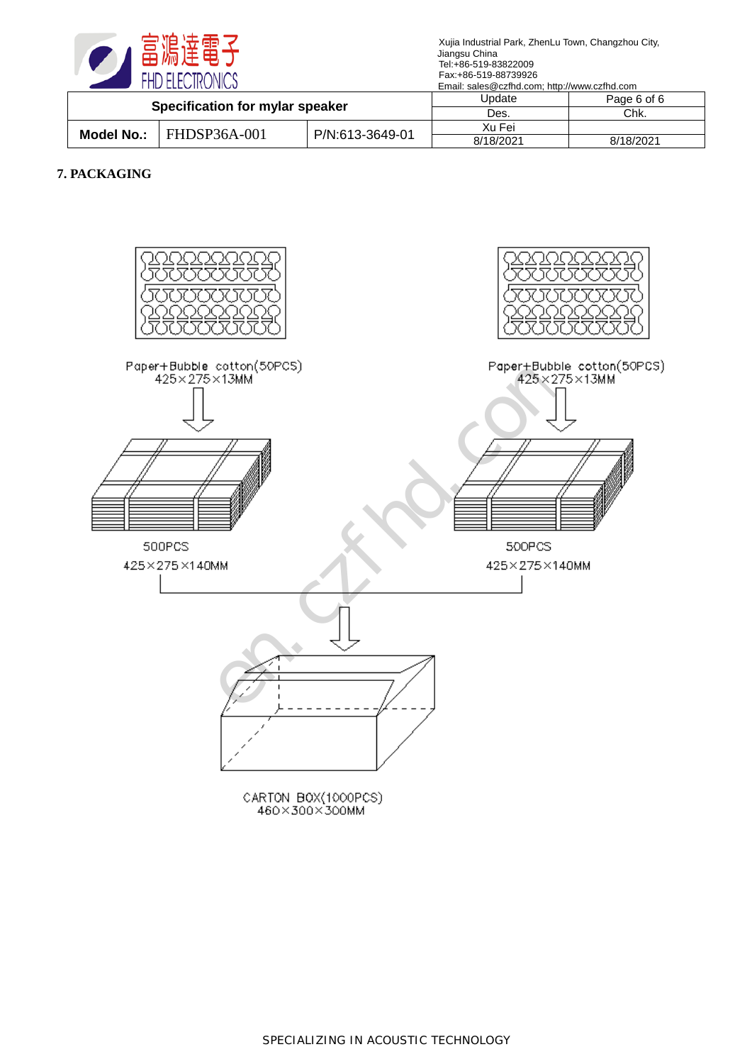富鴻達電子
FHD ELECTRONICS

Xujia Industrial Park, ZhenLu Town, Changzhou City, Jiangsu China
Tel:+86-519-83822009
Fax:+86-519-88739926
Email: sales@czfhd.com; http://www.czfhd.com

| | | | | |
|---|---|---|---|---|
| Specification for mylar speaker | | | Update | Page 6 of 6 |
| | | | Des. | Chk. |
| Model No.: | FHDSP36A-001 | P/N:613-3649-01 | Xu Fei | |
| | | | 8/18/2021 | 8/18/2021 |

## 7. PACKAGING

Paper+Bubble cotton(50PCS)
425×275×13MM

Paper+Bubble cotton(50PCS)
425×275×13MM

500PCS
425×275×140MM

500PCS
425×275×140MM

CARTON BOX(1000PCS)
460×300×300MM

SPECIALIZING IN ACOUSTIC TECHNOLOGY